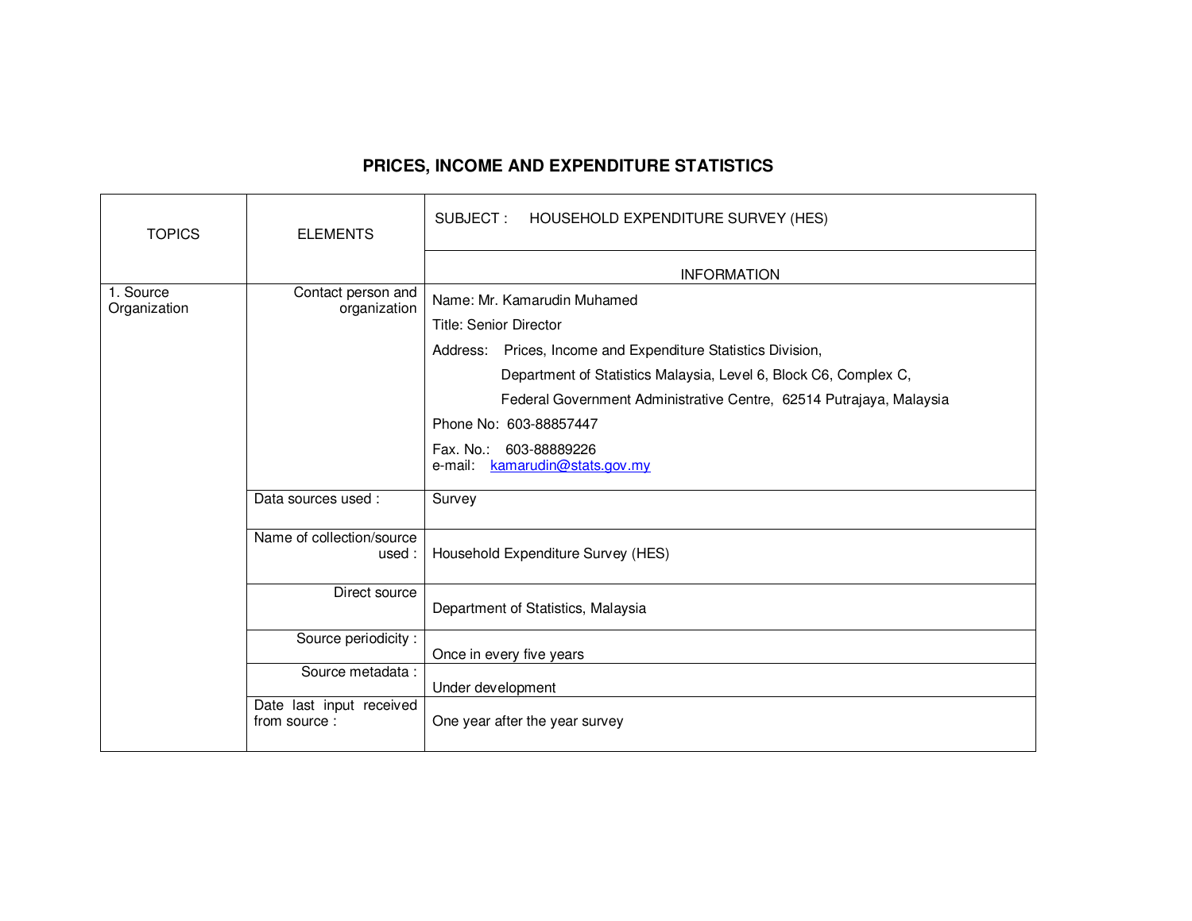# PRICES, INCOME AND EXPENDITURE STATISTICS

| TOPICS | ELEMENTS | SUBJECT : HOUSEHOLD EXPENDITURE SURVEY (HES) |
|---|---|---|
| | | INFORMATION |
| 1. Source Organization | Contact person and organization | Name: Mr. Kamarudin Muhamed<br>Title: Senior Director<br>Address: Prices, Income and Expenditure Statistics Division, Department of Statistics Malaysia, Level 6, Block C6, Complex C, Federal Government Administrative Centre, 62514 Putrajaya, Malaysia<br>Phone No: 603-88857447<br>Fax. No.: 603-88889226<br>e-mail: kamarudin@stats.gov.my |
| | Data sources used : | Survey |
| | Name of collection/source used : | Household Expenditure Survey (HES) |
| | Direct source | Department of Statistics, Malaysia |
| | Source periodicity : | Once in every five years |
| | Source metadata : | Under development |
| | Date last input received from source : | One year after the year survey |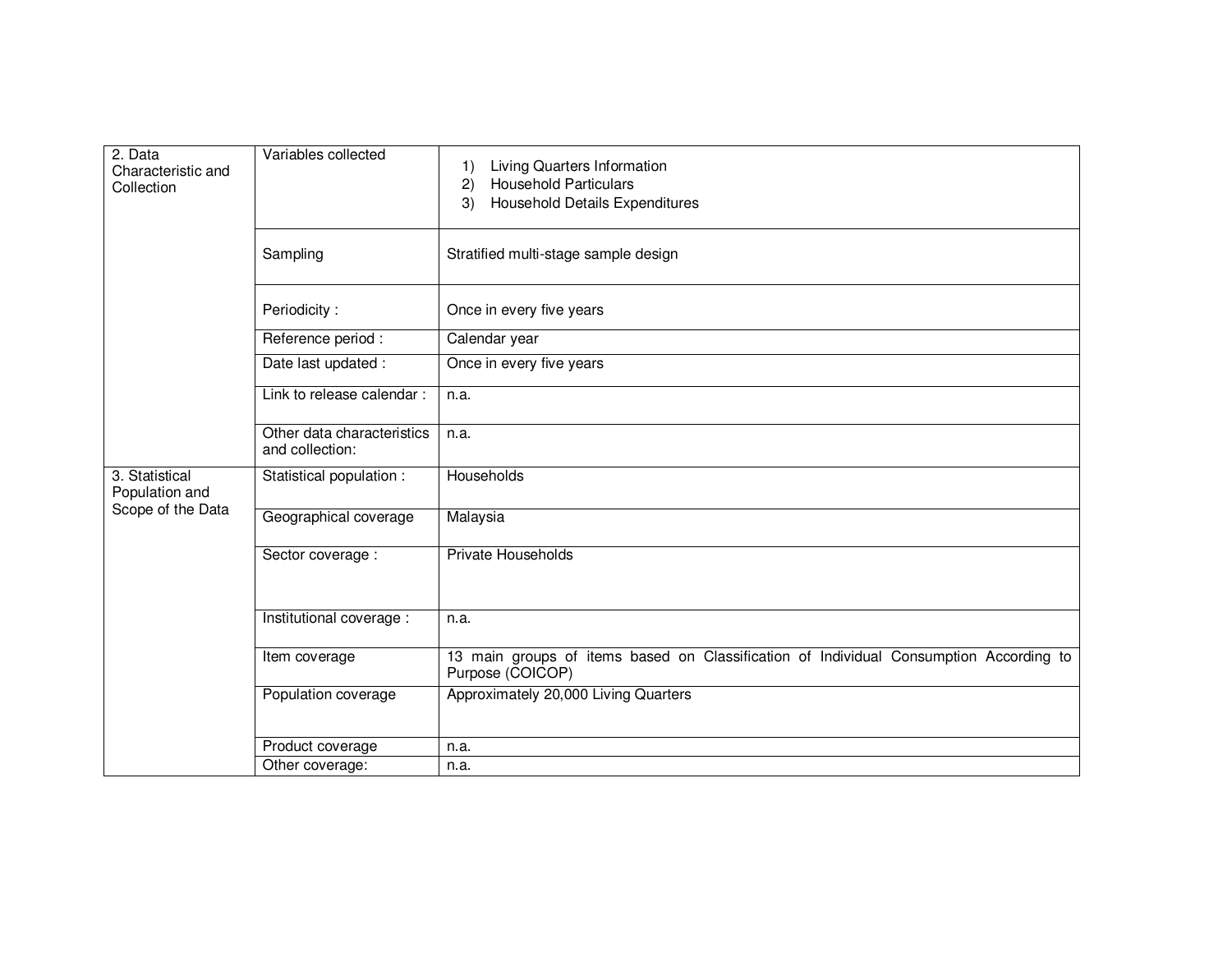| | | |
|---|---|---|
| 2. Data Characteristic and Collection | Variables collected | 1) Living Quarters Information<br>2) Household Particulars<br>3) Household Details Expenditures |
| | Sampling | Stratified multi-stage sample design |
| | Periodicity : | Once in every five years |
| | Reference period : | Calendar year |
| | Date last updated : | Once in every five years |
| | Link to release calendar : | n.a. |
| | Other data characteristics and collection: | n.a. |
| 3. Statistical Population and Scope of the Data | Statistical population : | Households |
| | Geographical coverage | Malaysia |
| | Sector coverage : | Private Households |
| | Institutional coverage : | n.a. |
| | Item coverage | 13 main groups of items based on Classification of Individual Consumption According to Purpose (COICOP) |
| | Population coverage | Approximately 20,000 Living Quarters |
| | Product coverage | n.a. |
| | Other coverage: | n.a. |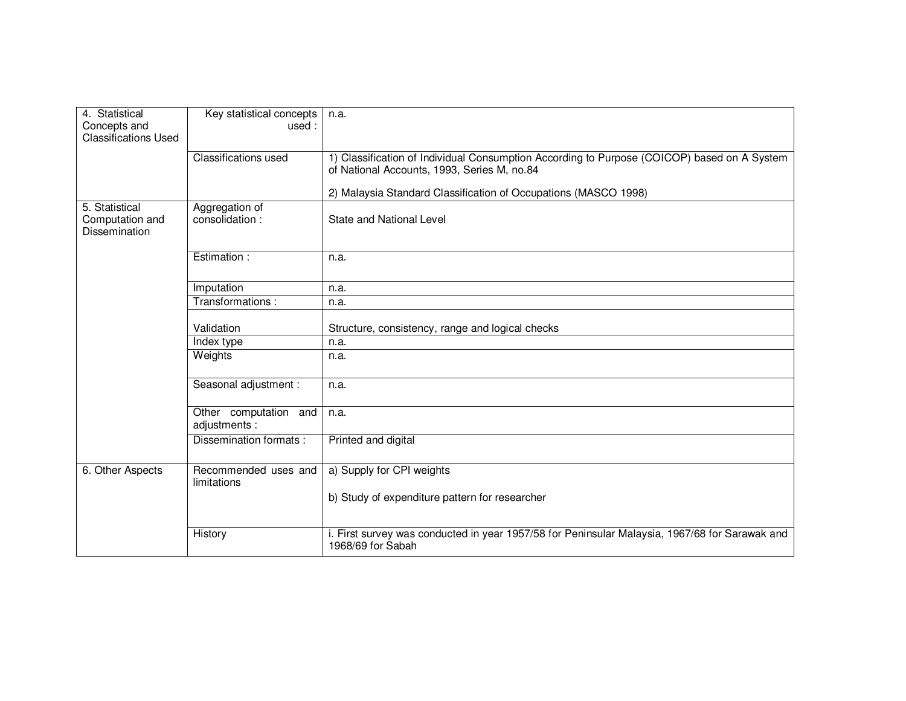| 4. Statistical Concepts and Classifications Used | Key statistical concepts used : | n.a. |
|---|---|---|
| | Classifications used | 1) Classification of Individual Consumption According to Purpose (COICOP) based on A System of National Accounts, 1993, Series M, no.84<br><br>2) Malaysia Standard Classification of Occupations (MASCO 1998) |
| 5. Statistical Computation and Dissemination | Aggregation of consolidation : | State and National Level |
| | Estimation : | n.a. |
| | Imputation | n.a. |
| | Transformations : | n.a. |
| | Validation | Structure, consistency, range and logical checks |
| | Index type | n.a. |
| | Weights | n.a. |
| | Seasonal adjustment : | n.a. |
| | Other computation and adjustments : | n.a. |
| | Dissemination formats : | Printed and digital |
| 6. Other Aspects | Recommended uses and limitations | a) Supply for CPI weights<br><br>b) Study of expenditure pattern for researcher |
| | History | i. First survey was conducted in year 1957/58 for Peninsular Malaysia, 1967/68 for Sarawak and 1968/69 for Sabah |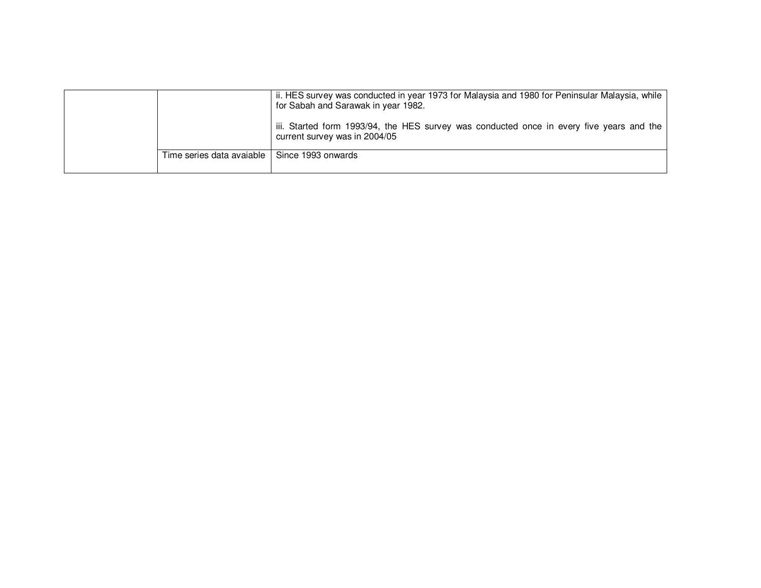| | | |
|---|---|---|
| | | ii. HES survey was conducted in year 1973 for Malaysia and 1980 for Peninsular Malaysia, while for Sabah and Sarawak in year 1982.<br><br>iii. Started form 1993/94, the HES survey was conducted once in every five years and the current survey was in 2004/05 |
| | Time series data avaiable | Since 1993 onwards |